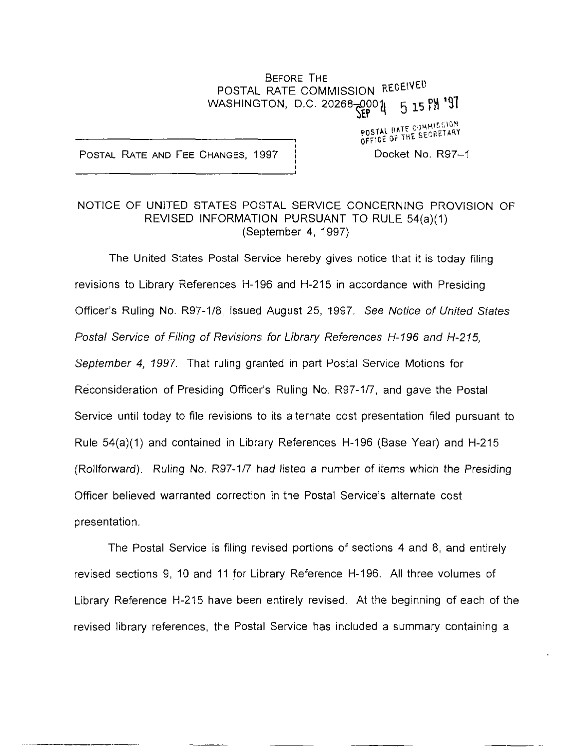BEFORE THE
POSTAL RATE COMMISSION
WASHINGTON, D.C. 20268-0001

RECEIVED
SEP 4 5 15 PM '97
POSTAL RATE COMMISSION
OFFICE OF THE SECRETARY

POSTAL RATE AND FEE CHANGES, 1997

Docket No. R97–1

## NOTICE OF UNITED STATES POSTAL SERVICE CONCERNING PROVISION OF REVISED INFORMATION PURSUANT TO RULE 54(a)(1) (September 4, 1997)

The United States Postal Service hereby gives notice that it is today filing revisions to Library References H-196 and H-215 in accordance with Presiding Officer's Ruling No. R97-1/8, issued August 25, 1997. *See Notice of United States Postal Service of Filing of Revisions for Library References H-196 and H-215, September 4, 1997.* That ruling granted in part Postal Service Motions for Reconsideration of Presiding Officer's Ruling No. R97-1/7, and gave the Postal Service until today to file revisions to its alternate cost presentation filed pursuant to Rule 54(a)(1) and contained in Library References H-196 (Base Year) and H-215 (Rollforward). *Ruling No. R97-1/7 had listed a number of items which the Presiding* Officer believed warranted correction in the Postal Service's alternate cost presentation.

The Postal Service is filing revised portions of sections 4 and 8, and entirely revised sections 9, 10 and 11 for Library Reference H-196. All three volumes of Library Reference H-215 have been entirely revised. At the beginning of each of the revised library references, the Postal Service has included a summary containing a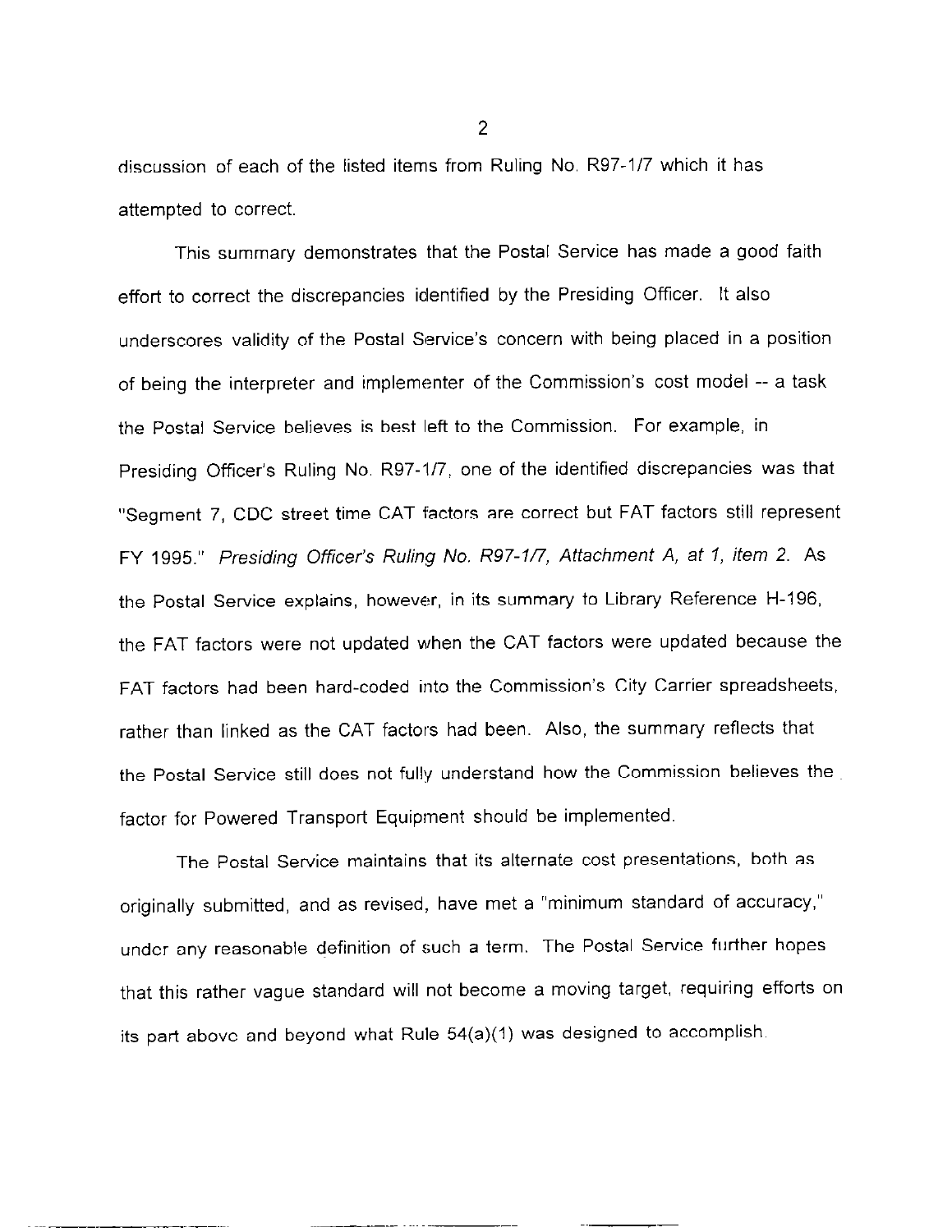discussion of each of the listed items from Ruling No. R97-1/7 which it has attempted to correct.

This summary demonstrates that the Postal Service has made a good faith effort to correct the discrepancies identified by the Presiding Officer. It also underscores validity of the Postal Service's concern with being placed in a position of being the interpreter and implementer of the Commission's cost model -- a task the Postal Service believes is best left to the Commission. For example, in Presiding Officer's Ruling No. R97-1/7, one of the identified discrepancies was that "Segment 7, CDC street time CAT factors are correct but FAT factors still represent FY 1995." *Presiding Officer's Ruling No. R97-1/7, Attachment A, at 1, item 2.* As the Postal Service explains, however, in its summary to Library Reference H-196, the FAT factors were not updated when the CAT factors were updated because the FAT factors had been hard-coded into the Commission's City Carrier spreadsheets, rather than linked as the CAT factors had been. Also, the summary reflects that the Postal Service still does not fully understand how the Commission believes the factor for Powered Transport Equipment should be implemented.

The Postal Service maintains that its alternate cost presentations, both as originally submitted, and as revised, have met a "minimum standard of accuracy," under any reasonable definition of such a term. The Postal Service further hopes that this rather vague standard will not become a moving target, requiring efforts on its part above and beyond what Rule 54(a)(1) was designed to accomplish.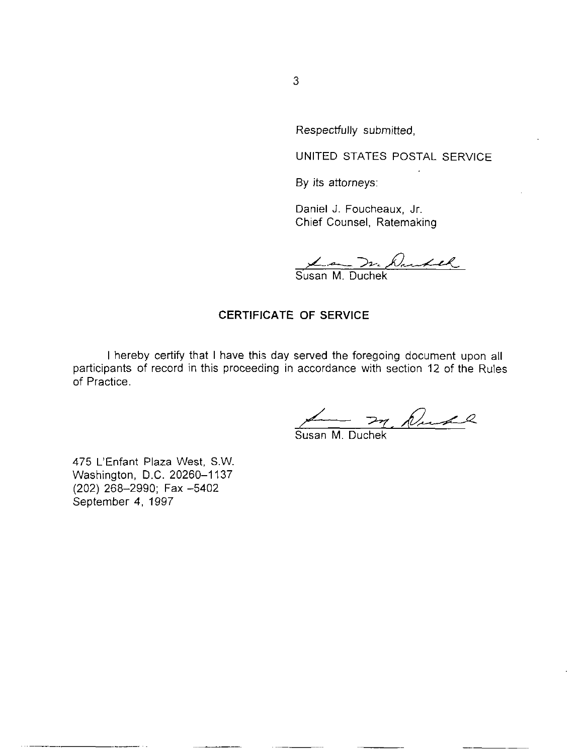Respectfully submitted,

UNITED STATES POSTAL SERVICE

By its attorneys:

Daniel J. Foucheaux, Jr.
Chief Counsel, Ratemaking

Susan M. Duchek

## CERTIFICATE OF SERVICE

I hereby certify that I have this day served the foregoing document upon all participants of record in this proceeding in accordance with section 12 of the Rules of Practice.

Susan M. Duchek

475 L'Enfant Plaza West, S.W.
Washington, D.C. 20260–1137
(202) 268–2990; Fax –5402
September 4, 1997